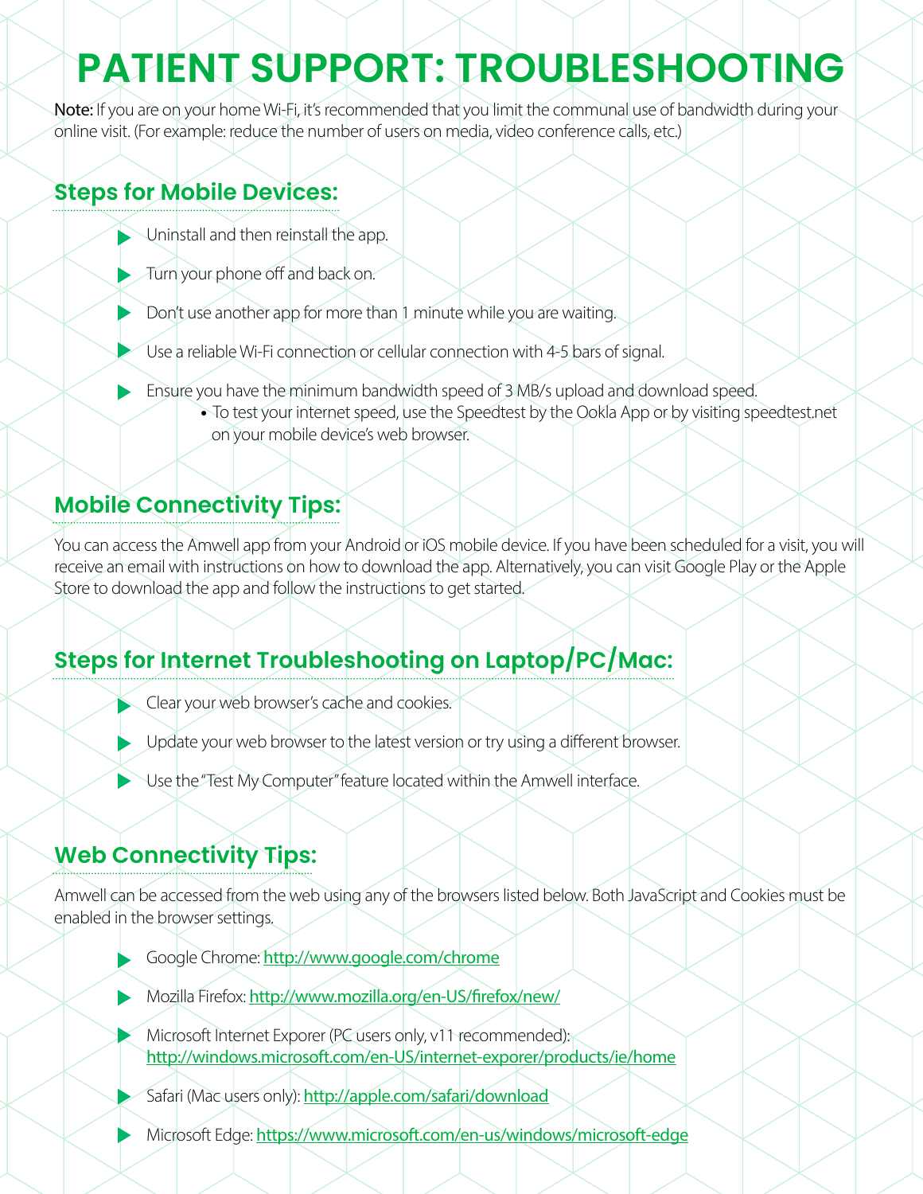# PATIENT SUPPORT: TROUBLESHOOTING

**Note:** If you are on your home Wi-Fi, it's recommended that you limit the communal use of bandwidth during your online visit. (For example: reduce the number of users on media, video conference calls, etc.)

## Steps for Mobile Devices:

- Uninstall and then reinstall the app.
- Turn your phone off and back on.
- Don't use another app for more than 1 minute while you are waiting.
- Use a reliable Wi-Fi connection or cellular connection with 4-5 bars of signal.
- Ensure you have the minimum bandwidth speed of 3 MB/s upload and download speed.
  - To test your internet speed, use the Speedtest by the Ookla App or by visiting speedtest.net on your mobile device's web browser.

## Mobile Connectivity Tips:

You can access the Amwell app from your Android or iOS mobile device. If you have been scheduled for a visit, you will receive an email with instructions on how to download the app. Alternatively, you can visit Google Play or the Apple Store to download the app and follow the instructions to get started.

## Steps for Internet Troubleshooting on Laptop/PC/Mac:

- Clear your web browser's cache and cookies.
- Update your web browser to the latest version or try using a different browser.
- Use the "Test My Computer" feature located within the Amwell interface.

## Web Connectivity Tips:

Amwell can be accessed from the web using any of the browsers listed below. Both JavaScript and Cookies must be enabled in the browser settings.

- Google Chrome: http://www.google.com/chrome
- Mozilla Firefox: http://www.mozilla.org/en-US/firefox/new/
- Microsoft Internet Exporer (PC users only, v11 recommended): http://windows.microsoft.com/en-US/internet-exporer/products/ie/home
- Safari (Mac users only): http://apple.com/safari/download
- Microsoft Edge: https://www.microsoft.com/en-us/windows/microsoft-edge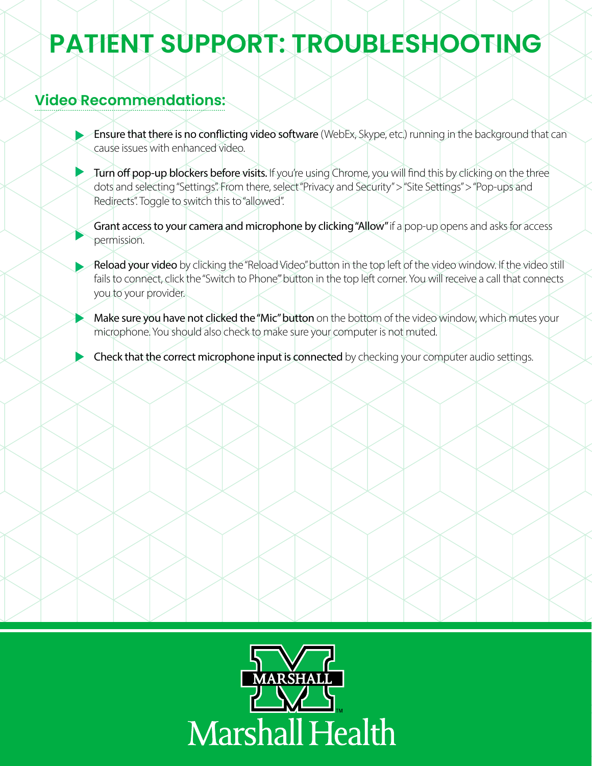# PATIENT SUPPORT: TROUBLESHOOTING

## Video Recommendations:

- **Ensure that there is no conflicting video software** (WebEx, Skype, etc.) running in the background that can cause issues with enhanced video.
- **Turn off pop-up blockers before visits.** If you're using Chrome, you will find this by clicking on the three dots and selecting "Settings". From there, select "Privacy and Security" > "Site Settings" > "Pop-ups and Redirects". Toggle to switch this to "allowed".
- **Grant access to your camera and microphone by clicking "Allow"** if a pop-up opens and asks for access permission.
- **Reload your video** by clicking the "Reload Video" button in the top left of the video window. If the video still fails to connect, click the "Switch to Phone"' button in the top left corner. You will receive a call that connects you to your provider.
- **Make sure you have not clicked the "Mic" button** on the bottom of the video window, which mutes your microphone. You should also check to make sure your computer is not muted.
- **Check that the correct microphone input is connected** by checking your computer audio settings.

MARSHALL

Marshall Health